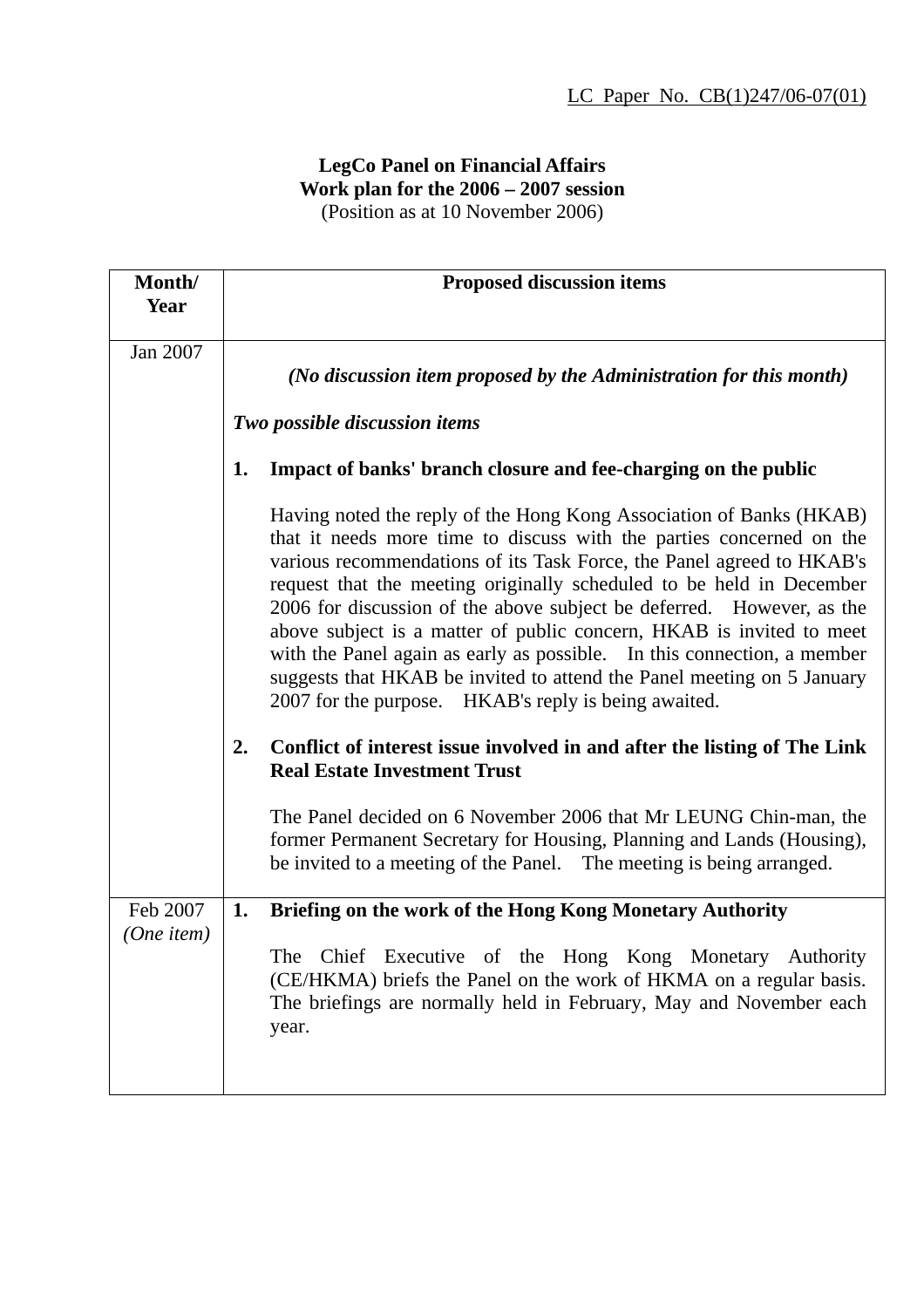LC Paper No. CB(1)247/06-07(01)

**LegCo Panel on Financial Affairs**
**Work plan for the 2006 – 2007 session**
(Position as at 10 November 2006)

| Month/ Year | Proposed discussion items |
|---|---|
| Jan 2007 | *(No discussion item proposed by the Administration for this month)*<br><br>*Two possible discussion items*<br><br>**1. Impact of banks' branch closure and fee-charging on the public**<br><br>Having noted the reply of the Hong Kong Association of Banks (HKAB) that it needs more time to discuss with the parties concerned on the various recommendations of its Task Force, the Panel agreed to HKAB's request that the meeting originally scheduled to be held in December 2006 for discussion of the above subject be deferred. However, as the above subject is a matter of public concern, HKAB is invited to meet with the Panel again as early as possible. In this connection, a member suggests that HKAB be invited to attend the Panel meeting on 5 January 2007 for the purpose. HKAB's reply is being awaited.<br><br>**2. Conflict of interest issue involved in and after the listing of The Link Real Estate Investment Trust**<br><br>The Panel decided on 6 November 2006 that Mr LEUNG Chin-man, the former Permanent Secretary for Housing, Planning and Lands (Housing), be invited to a meeting of the Panel. The meeting is being arranged. |
| Feb 2007<br>*(One item)* | **1. Briefing on the work of the Hong Kong Monetary Authority**<br><br>The Chief Executive of the Hong Kong Monetary Authority (CE/HKMA) briefs the Panel on the work of HKMA on a regular basis. The briefings are normally held in February, May and November each year. |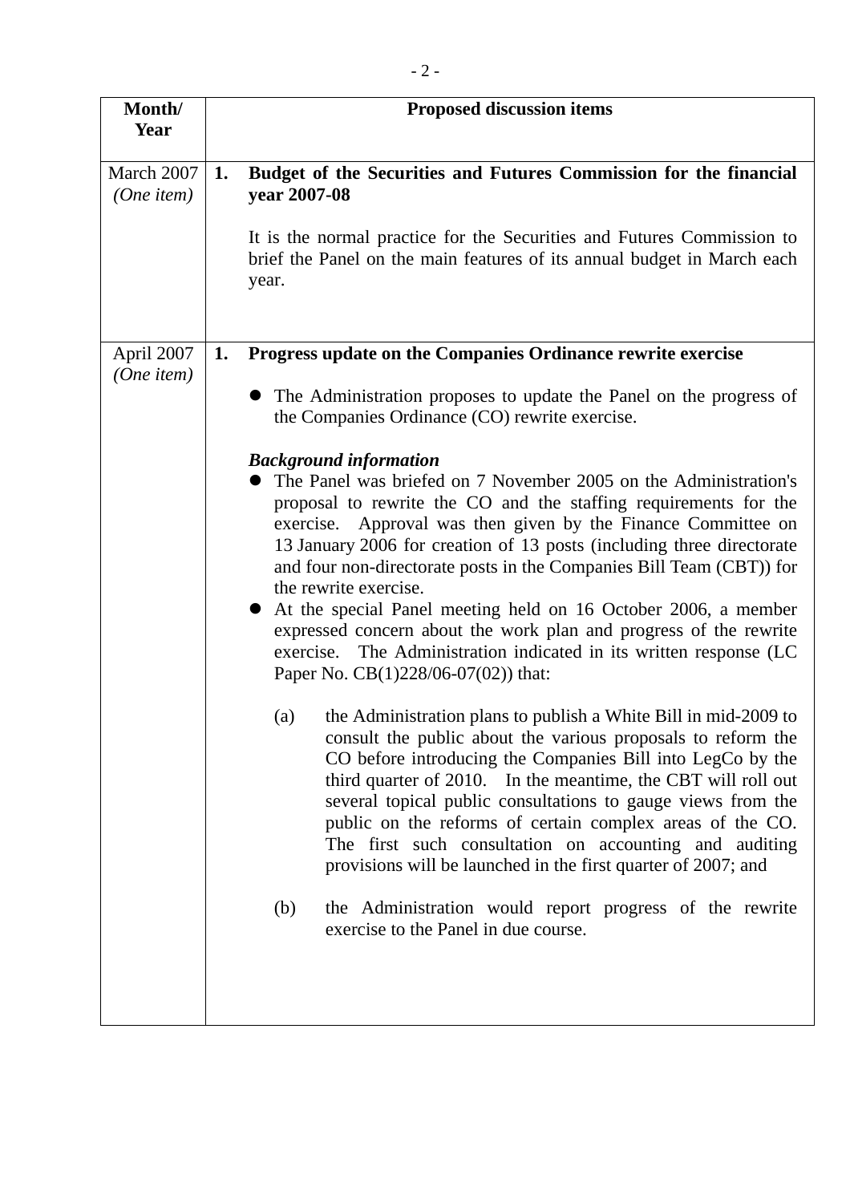| Month/ Year | Proposed discussion items |
|---|---|
| March 2007 *(One item)* | **1. Budget of the Securities and Futures Commission for the financial year 2007-08**<br><br>It is the normal practice for the Securities and Futures Commission to brief the Panel on the main features of its annual budget in March each year. |
| April 2007 *(One item)* | **1. Progress update on the Companies Ordinance rewrite exercise**<br><br>● The Administration proposes to update the Panel on the progress of the Companies Ordinance (CO) rewrite exercise.<br><br>***Background information***<br>● The Panel was briefed on 7 November 2005 on the Administration's proposal to rewrite the CO and the staffing requirements for the exercise. Approval was then given by the Finance Committee on 13 January 2006 for creation of 13 posts (including three directorate and four non-directorate posts in the Companies Bill Team (CBT)) for the rewrite exercise.<br>● At the special Panel meeting held on 16 October 2006, a member expressed concern about the work plan and progress of the rewrite exercise. The Administration indicated in its written response (LC Paper No. CB(1)228/06-07(02)) that:<br><br>(a) the Administration plans to publish a White Bill in mid-2009 to consult the public about the various proposals to reform the CO before introducing the Companies Bill into LegCo by the third quarter of 2010. In the meantime, the CBT will roll out several topical public consultations to gauge views from the public on the reforms of certain complex areas of the CO. The first such consultation on accounting and auditing provisions will be launched in the first quarter of 2007; and<br><br>(b) the Administration would report progress of the rewrite exercise to the Panel in due course. |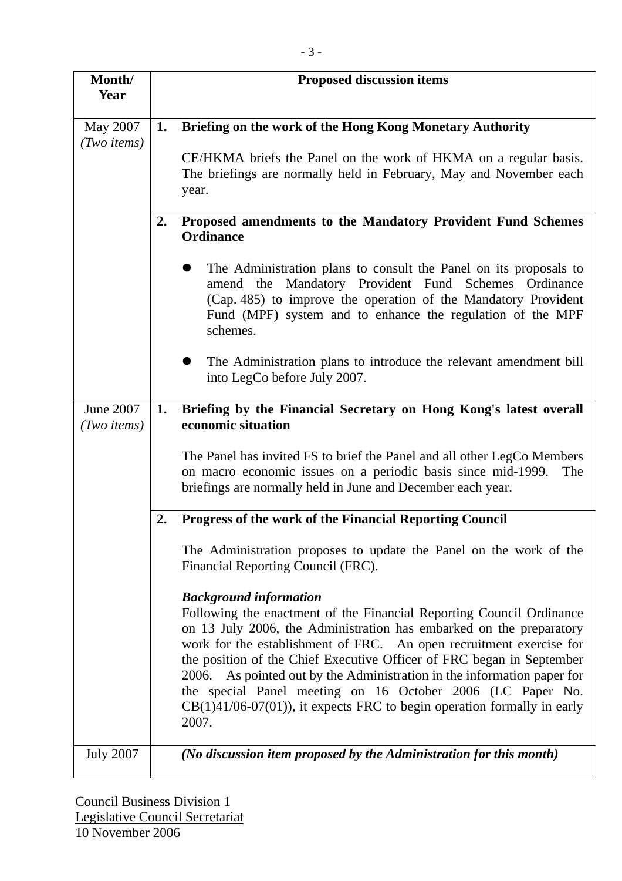| Month/ Year | Proposed discussion items |
| --- | --- |
| May 2007 *(Two items)* | **1. Briefing on the work of the Hong Kong Monetary Authority**<br><br>CE/HKMA briefs the Panel on the work of HKMA on a regular basis. The briefings are normally held in February, May and November each year. |
| | **2. Proposed amendments to the Mandatory Provident Fund Schemes Ordinance**<br><br>● The Administration plans to consult the Panel on its proposals to amend the Mandatory Provident Fund Schemes Ordinance (Cap. 485) to improve the operation of the Mandatory Provident Fund (MPF) system and to enhance the regulation of the MPF schemes.<br><br>● The Administration plans to introduce the relevant amendment bill into LegCo before July 2007. |
| June 2007 *(Two items)* | **1. Briefing by the Financial Secretary on Hong Kong's latest overall economic situation**<br><br>The Panel has invited FS to brief the Panel and all other LegCo Members on macro economic issues on a periodic basis since mid-1999. The briefings are normally held in June and December each year. |
| | **2. Progress of the work of the Financial Reporting Council**<br><br>The Administration proposes to update the Panel on the work of the Financial Reporting Council (FRC).<br><br>***Background information***<br>Following the enactment of the Financial Reporting Council Ordinance on 13 July 2006, the Administration has embarked on the preparatory work for the establishment of FRC. An open recruitment exercise for the position of the Chief Executive Officer of FRC began in September 2006. As pointed out by the Administration in the information paper for the special Panel meeting on 16 October 2006 (LC Paper No. CB(1)41/06-07(01)), it expects FRC to begin operation formally in early 2007. |
| July 2007 | ***(No discussion item proposed by the Administration for this month)*** |

Council Business Division 1
Legislative Council Secretariat
10 November 2006